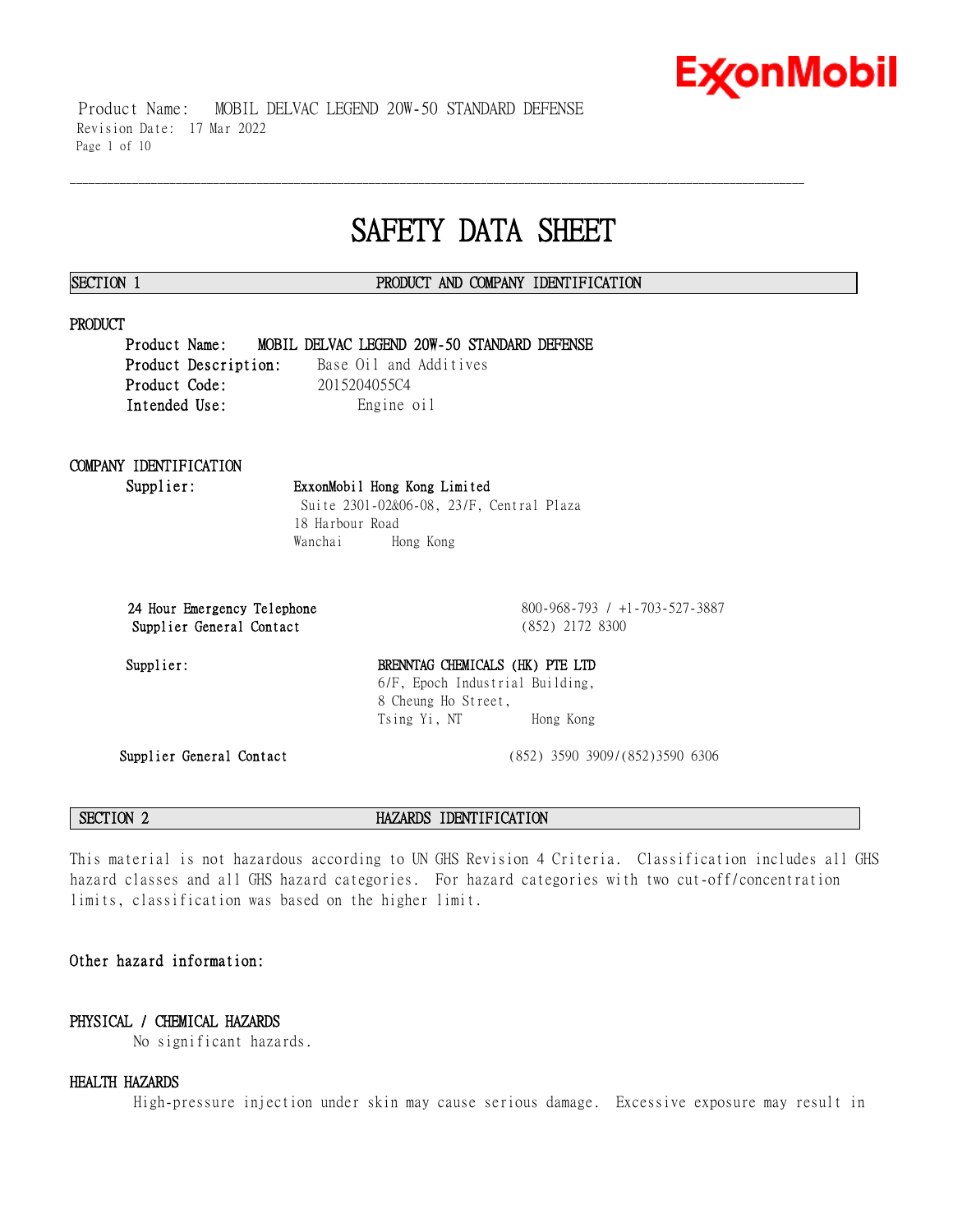# SAFETY DATA SHEET

## SECTION 1 PRODUCT AND COMPANY IDENTIFICATION

### PRODUCT

**Product Name:** **MOBIL DELVAC LEGEND 20W-50 STANDARD DEFENSE**
**Product Description:** Base Oil and Additives
**Product Code:** 2015204055C4
**Intended Use:** Engine oil

### COMPANY IDENTIFICATION

**Supplier:** **ExxonMobil Hong Kong Limited**
Suite 2301-02&06-08, 23/F, Central Plaza
18 Harbour Road
Wanchai Hong Kong

| | |
|---|---|
| **24 Hour Emergency Telephone** | 800-968-793 / +1-703-527-3887 |
| **Supplier General Contact** | (852) 2172 8300 |

**Supplier:** **BRENNTAG CHEMICALS (HK) PTE LTD**
6/F, Epoch Industrial Building,
8 Cheung Ho Street,
Tsing Yi, NT Hong Kong

| | |
|---|---|
| **Supplier General Contact** | (852) 3590 3909/(852)3590 6306 |

## SECTION 2 HAZARDS IDENTIFICATION

This material is not hazardous according to UN GHS Revision 4 Criteria. Classification includes all GHS hazard classes and all GHS hazard categories. For hazard categories with two cut-off/concentration limits, classification was based on the higher limit.

**Other hazard information:**

### PHYSICAL / CHEMICAL HAZARDS

No significant hazards.

### HEALTH HAZARDS

High-pressure injection under skin may cause serious damage. Excessive exposure may result in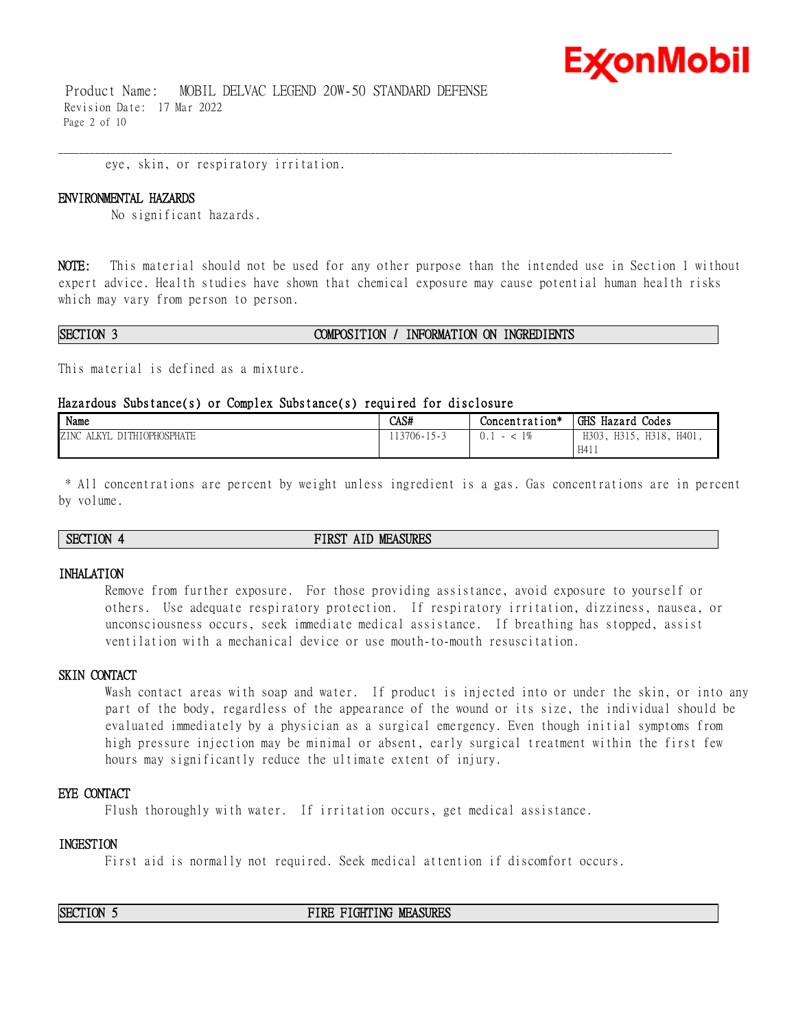eye, skin, or respiratory irritation.

### ENVIRONMENTAL HAZARDS

No significant hazards.

**NOTE:** This material should not be used for any other purpose than the intended use in Section 1 without expert advice. Health studies have shown that chemical exposure may cause potential human health risks which may vary from person to person.

## SECTION 3 COMPOSITION / INFORMATION ON INGREDIENTS

This material is defined as a mixture.

### Hazardous Substance(s) or Complex Substance(s) required for disclosure

| Name | CAS# | Concentration* | GHS Hazard Codes |
|---|---|---|---|
| ZINC ALKYL DITHIOPHOSPHATE | 113706-15-3 | 0.1 - < 1% | H303, H315, H318, H401, H411 |

\* All concentrations are percent by weight unless ingredient is a gas. Gas concentrations are in percent by volume.

## SECTION 4 FIRST AID MEASURES

### INHALATION

Remove from further exposure. For those providing assistance, avoid exposure to yourself or others. Use adequate respiratory protection. If respiratory irritation, dizziness, nausea, or unconsciousness occurs, seek immediate medical assistance. If breathing has stopped, assist ventilation with a mechanical device or use mouth-to-mouth resuscitation.

### SKIN CONTACT

Wash contact areas with soap and water. If product is injected into or under the skin, or into any part of the body, regardless of the appearance of the wound or its size, the individual should be evaluated immediately by a physician as a surgical emergency. Even though initial symptoms from high pressure injection may be minimal or absent, early surgical treatment within the first few hours may significantly reduce the ultimate extent of injury.

### EYE CONTACT

Flush thoroughly with water. If irritation occurs, get medical assistance.

### INGESTION

First aid is normally not required. Seek medical attention if discomfort occurs.

## SECTION 5 FIRE FIGHTING MEASURES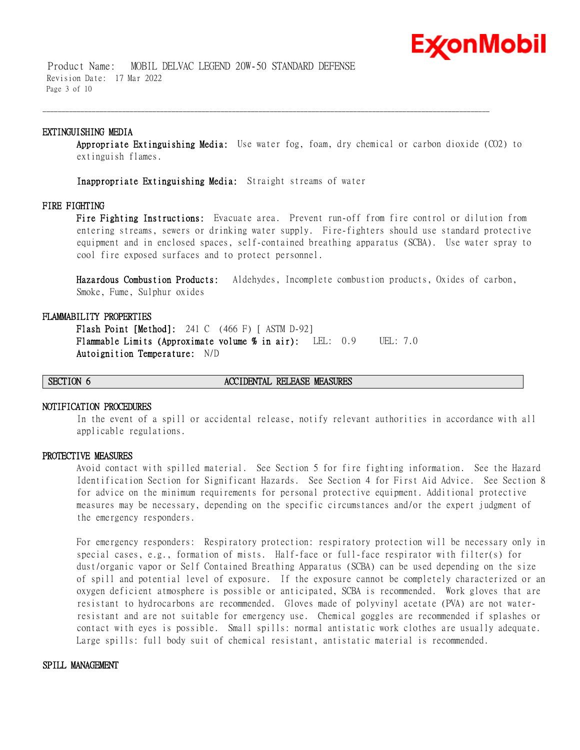### EXTINGUISHING MEDIA

**Appropriate Extinguishing Media:** Use water fog, foam, dry chemical or carbon dioxide ($CO_2$) to extinguish flames.

**Inappropriate Extinguishing Media:** Straight streams of water

### FIRE FIGHTING

**Fire Fighting Instructions:** Evacuate area. Prevent run-off from fire control or dilution from entering streams, sewers or drinking water supply. Fire-fighters should use standard protective equipment and in enclosed spaces, self-contained breathing apparatus (SCBA). Use water spray to cool fire exposed surfaces and to protect personnel.

**Hazardous Combustion Products:** Aldehydes, Incomplete combustion products, Oxides of carbon, Smoke, Fume, Sulphur oxides

### FLAMMABILITY PROPERTIES

**Flash Point [Method]:** 241 C (466 F) [ ASTM D-92]
**Flammable Limits (Approximate volume % in air):** LEL: 0.9 UEL: 7.0
**Autoignition Temperature:** N/D

## SECTION 6 ACCIDENTAL RELEASE MEASURES

### NOTIFICATION PROCEDURES

In the event of a spill or accidental release, notify relevant authorities in accordance with all applicable regulations.

### PROTECTIVE MEASURES

Avoid contact with spilled material. See Section 5 for fire fighting information. See the Hazard Identification Section for Significant Hazards. See Section 4 for First Aid Advice. See Section 8 for advice on the minimum requirements for personal protective equipment. Additional protective measures may be necessary, depending on the specific circumstances and/or the expert judgment of the emergency responders.

For emergency responders: Respiratory protection: respiratory protection will be necessary only in special cases, e.g., formation of mists. Half-face or full-face respirator with filter(s) for dust/organic vapor or Self Contained Breathing Apparatus (SCBA) can be used depending on the size of spill and potential level of exposure. If the exposure cannot be completely characterized or an oxygen deficient atmosphere is possible or anticipated, SCBA is recommended. Work gloves that are resistant to hydrocarbons are recommended. Gloves made of polyvinyl acetate (PVA) are not water-resistant and are not suitable for emergency use. Chemical goggles are recommended if splashes or contact with eyes is possible. Small spills: normal antistatic work clothes are usually adequate. Large spills: full body suit of chemical resistant, antistatic material is recommended.

### SPILL MANAGEMENT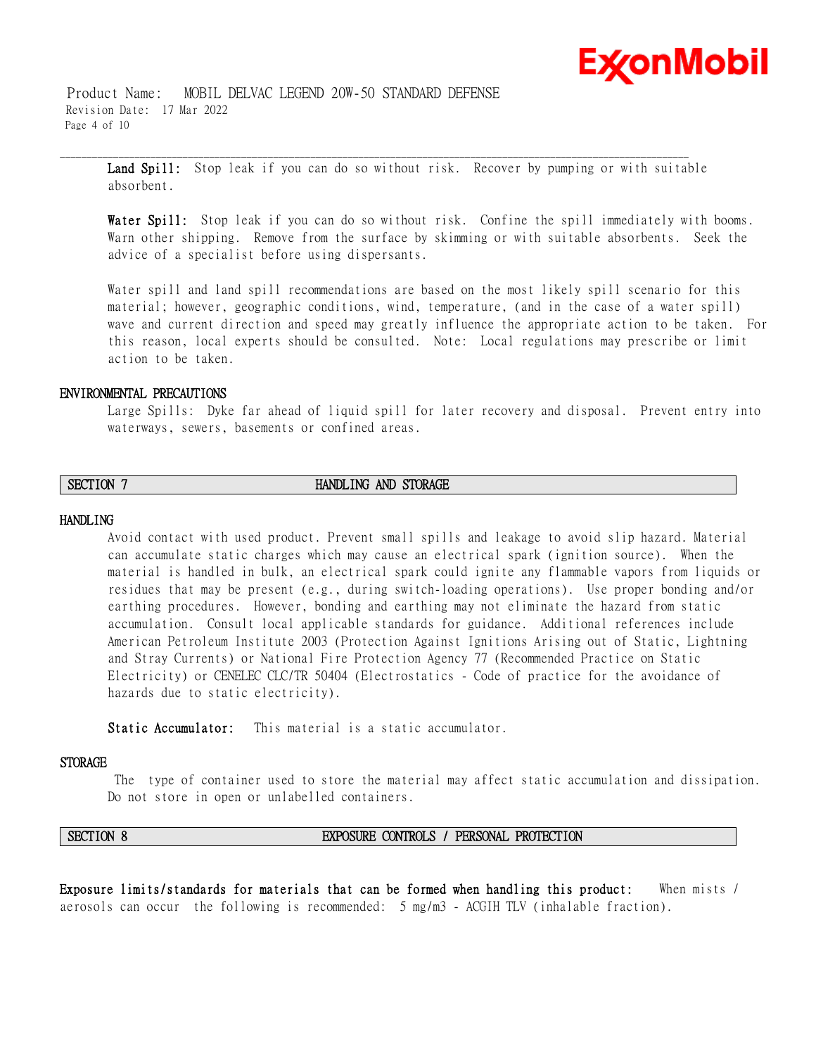**Land Spill:** Stop leak if you can do so without risk. Recover by pumping or with suitable absorbent.

**Water Spill:** Stop leak if you can do so without risk. Confine the spill immediately with booms. Warn other shipping. Remove from the surface by skimming or with suitable absorbents. Seek the advice of a specialist before using dispersants.

Water spill and land spill recommendations are based on the most likely spill scenario for this material; however, geographic conditions, wind, temperature, (and in the case of a water spill) wave and current direction and speed may greatly influence the appropriate action to be taken. For this reason, local experts should be consulted. Note: Local regulations may prescribe or limit action to be taken.

### ENVIRONMENTAL PRECAUTIONS

Large Spills: Dyke far ahead of liquid spill for later recovery and disposal. Prevent entry into waterways, sewers, basements or confined areas.

## SECTION 7 HANDLING AND STORAGE

### HANDLING

Avoid contact with used product. Prevent small spills and leakage to avoid slip hazard. Material can accumulate static charges which may cause an electrical spark (ignition source). When the material is handled in bulk, an electrical spark could ignite any flammable vapors from liquids or residues that may be present (e.g., during switch-loading operations). Use proper bonding and/or earthing procedures. However, bonding and earthing may not eliminate the hazard from static accumulation. Consult local applicable standards for guidance. Additional references include American Petroleum Institute 2003 (Protection Against Ignitions Arising out of Static, Lightning and Stray Currents) or National Fire Protection Agency 77 (Recommended Practice on Static Electricity) or CENELEC CLC/TR 50404 (Electrostatics - Code of practice for the avoidance of hazards due to static electricity).

**Static Accumulator:** This material is a static accumulator.

### STORAGE

The type of container used to store the material may affect static accumulation and dissipation. Do not store in open or unlabelled containers.

## SECTION 8 EXPOSURE CONTROLS / PERSONAL PROTECTION

**Exposure limits/standards for materials that can be formed when handling this product:** When mists / aerosols can occur the following is recommended: 5 mg/m3 - ACGIH TLV (inhalable fraction).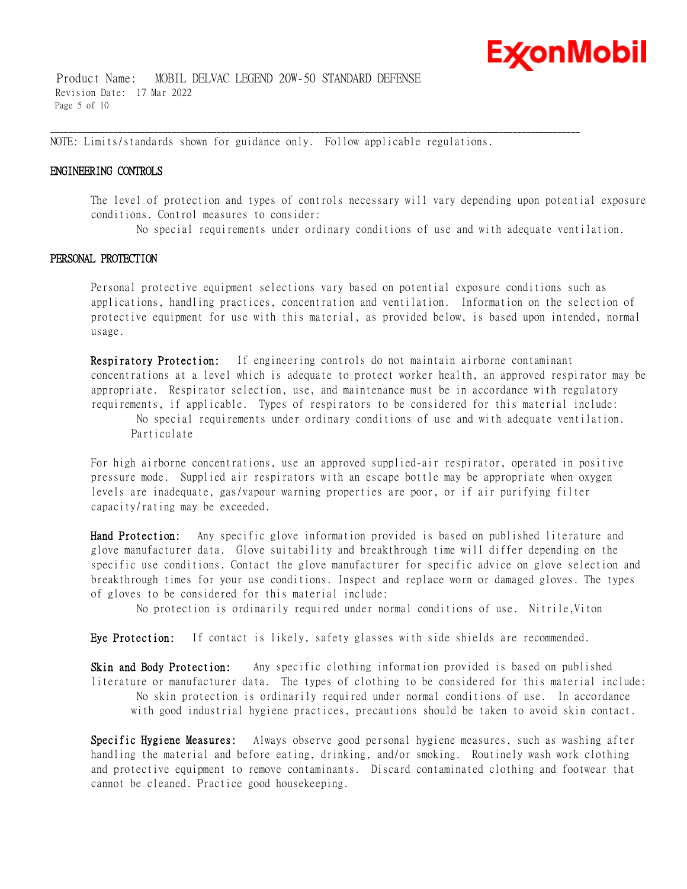NOTE: Limits/standards shown for guidance only. Follow applicable regulations.

## ENGINEERING CONTROLS

The level of protection and types of controls necessary will vary depending upon potential exposure conditions. Control measures to consider:

No special requirements under ordinary conditions of use and with adequate ventilation.

## PERSONAL PROTECTION

Personal protective equipment selections vary based on potential exposure conditions such as applications, handling practices, concentration and ventilation. Information on the selection of protective equipment for use with this material, as provided below, is based upon intended, normal usage.

**Respiratory Protection:** If engineering controls do not maintain airborne contaminant concentrations at a level which is adequate to protect worker health, an approved respirator may be appropriate. Respirator selection, use, and maintenance must be in accordance with regulatory requirements, if applicable. Types of respirators to be considered for this material include:

No special requirements under ordinary conditions of use and with adequate ventilation.
Particulate

For high airborne concentrations, use an approved supplied-air respirator, operated in positive pressure mode. Supplied air respirators with an escape bottle may be appropriate when oxygen levels are inadequate, gas/vapour warning properties are poor, or if air purifying filter capacity/rating may be exceeded.

**Hand Protection:** Any specific glove information provided is based on published literature and glove manufacturer data. Glove suitability and breakthrough time will differ depending on the specific use conditions. Contact the glove manufacturer for specific advice on glove selection and breakthrough times for your use conditions. Inspect and replace worn or damaged gloves. The types of gloves to be considered for this material include:

No protection is ordinarily required under normal conditions of use. Nitrile,Viton

**Eye Protection:** If contact is likely, safety glasses with side shields are recommended.

**Skin and Body Protection:** Any specific clothing information provided is based on published literature or manufacturer data. The types of clothing to be considered for this material include:

No skin protection is ordinarily required under normal conditions of use. In accordance with good industrial hygiene practices, precautions should be taken to avoid skin contact.

**Specific Hygiene Measures:** Always observe good personal hygiene measures, such as washing after handling the material and before eating, drinking, and/or smoking. Routinely wash work clothing and protective equipment to remove contaminants. Discard contaminated clothing and footwear that cannot be cleaned. Practice good housekeeping.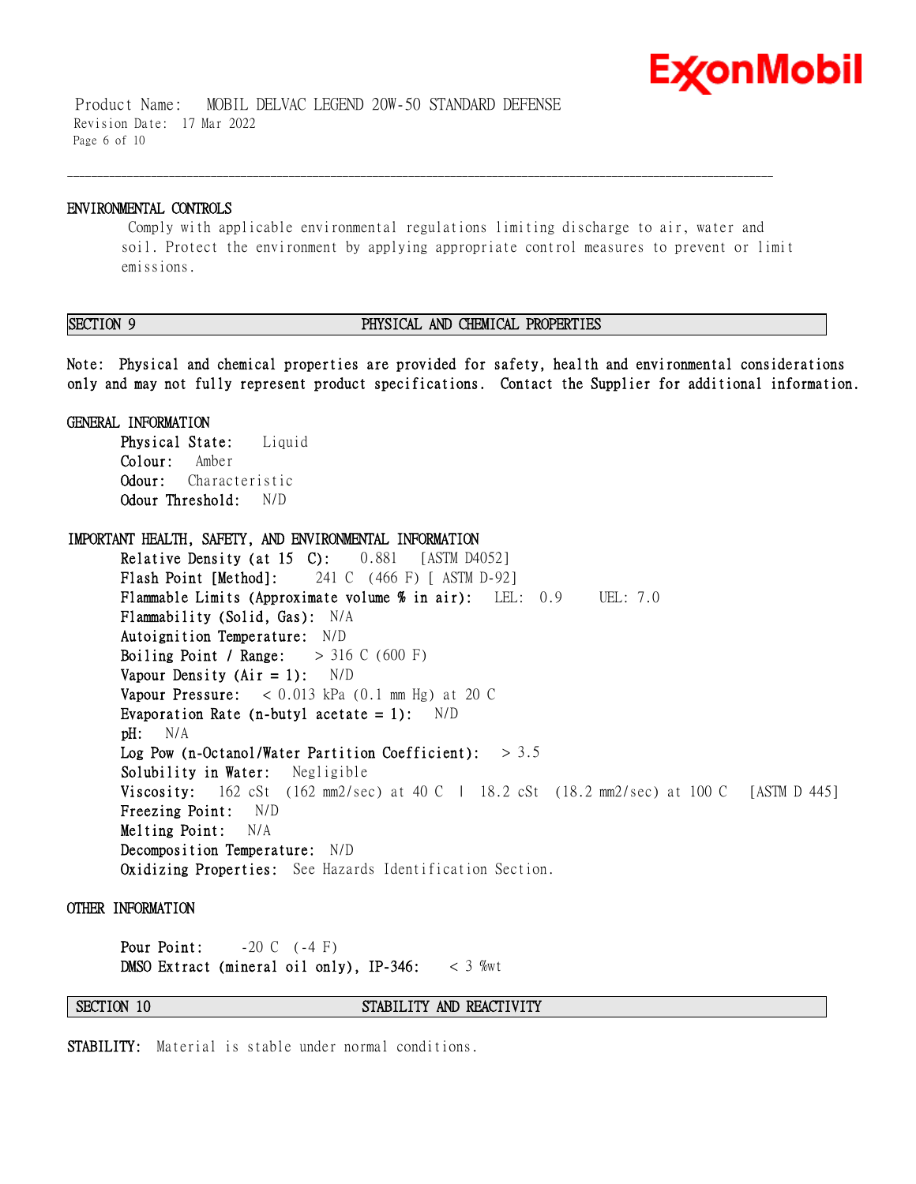### ENVIRONMENTAL CONTROLS

Comply with applicable environmental regulations limiting discharge to air, water and soil. Protect the environment by applying appropriate control measures to prevent or limit emissions.

## SECTION 9 PHYSICAL AND CHEMICAL PROPERTIES

**Note: Physical and chemical properties are provided for safety, health and environmental considerations only and may not fully represent product specifications. Contact the Supplier for additional information.**

### GENERAL INFORMATION

**Physical State:** Liquid
**Colour:** Amber
**Odour:** Characteristic
**Odour Threshold:** N/D

### IMPORTANT HEALTH, SAFETY, AND ENVIRONMENTAL INFORMATION

**Relative Density (at 15 C):** 0.881 [ASTM D4052]
**Flash Point [Method]:** 241 C (466 F) [ ASTM D-92]
**Flammable Limits (Approximate volume % in air):** LEL: 0.9 UEL: 7.0
**Flammability (Solid, Gas):** N/A
**Autoignition Temperature:** N/D
**Boiling Point / Range:** > 316 C (600 F)
**Vapour Density (Air = 1):** N/D
**Vapour Pressure:** < 0.013 kPa (0.1 mm Hg) at 20 C
**Evaporation Rate (n-butyl acetate = 1):** N/D
**pH:** N/A
**Log Pow (n-Octanol/Water Partition Coefficient):** > 3.5
**Solubility in Water:** Negligible
**Viscosity:** 162 cSt (162 mm2/sec) at 40 C | 18.2 cSt (18.2 mm2/sec) at 100 C [ASTM D 445]
**Freezing Point:** N/D
**Melting Point:** N/A
**Decomposition Temperature:** N/D
**Oxidizing Properties:** See Hazards Identification Section.

### OTHER INFORMATION

**Pour Point:** -20 C (-4 F)
**DMSO Extract (mineral oil only), IP-346:** < 3 %wt

## SECTION 10 STABILITY AND REACTIVITY

**STABILITY:** Material is stable under normal conditions.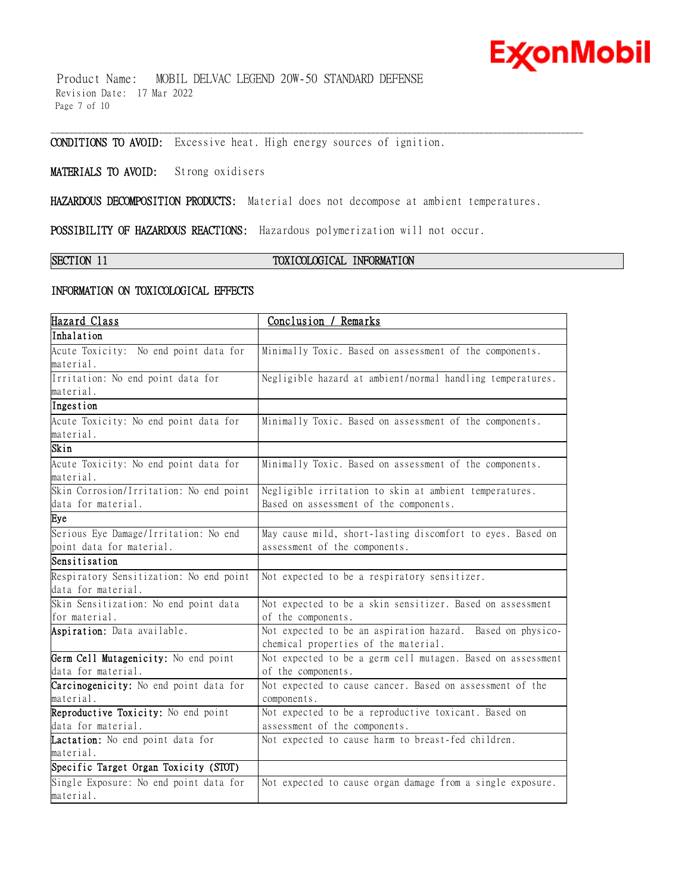**CONDITIONS TO AVOID:** Excessive heat. High energy sources of ignition.

**MATERIALS TO AVOID:** Strong oxidisers

**HAZARDOUS DECOMPOSITION PRODUCTS:** Material does not decompose at ambient temperatures.

**POSSIBILITY OF HAZARDOUS REACTIONS:** Hazardous polymerization will not occur.

## SECTION 11 TOXICOLOGICAL INFORMATION

### INFORMATION ON TOXICOLOGICAL EFFECTS

| Hazard Class | Conclusion / Remarks |
|---|---|
| **Inhalation** | |
| Acute Toxicity: No end point data for material. | Minimally Toxic. Based on assessment of the components. |
| Irritation: No end point data for material. | Negligible hazard at ambient/normal handling temperatures. |
| **Ingestion** | |
| Acute Toxicity: No end point data for material. | Minimally Toxic. Based on assessment of the components. |
| **Skin** | |
| Acute Toxicity: No end point data for material. | Minimally Toxic. Based on assessment of the components. |
| Skin Corrosion/Irritation: No end point data for material. | Negligible irritation to skin at ambient temperatures. Based on assessment of the components. |
| **Eye** | |
| Serious Eye Damage/Irritation: No end point data for material. | May cause mild, short-lasting discomfort to eyes. Based on assessment of the components. |
| **Sensitisation** | |
| Respiratory Sensitization: No end point data for material. | Not expected to be a respiratory sensitizer. |
| Skin Sensitization: No end point data for material. | Not expected to be a skin sensitizer. Based on assessment of the components. |
| **Aspiration:** Data available. | Not expected to be an aspiration hazard. Based on physico-chemical properties of the material. |
| **Germ Cell Mutagenicity:** No end point data for material. | Not expected to be a germ cell mutagen. Based on assessment of the components. |
| **Carcinogenicity:** No end point data for material. | Not expected to cause cancer. Based on assessment of the components. |
| **Reproductive Toxicity:** No end point data for material. | Not expected to be a reproductive toxicant. Based on assessment of the components. |
| **Lactation:** No end point data for material. | Not expected to cause harm to breast-fed children. |
| **Specific Target Organ Toxicity (STOT)** | |
| Single Exposure: No end point data for material. | Not expected to cause organ damage from a single exposure. |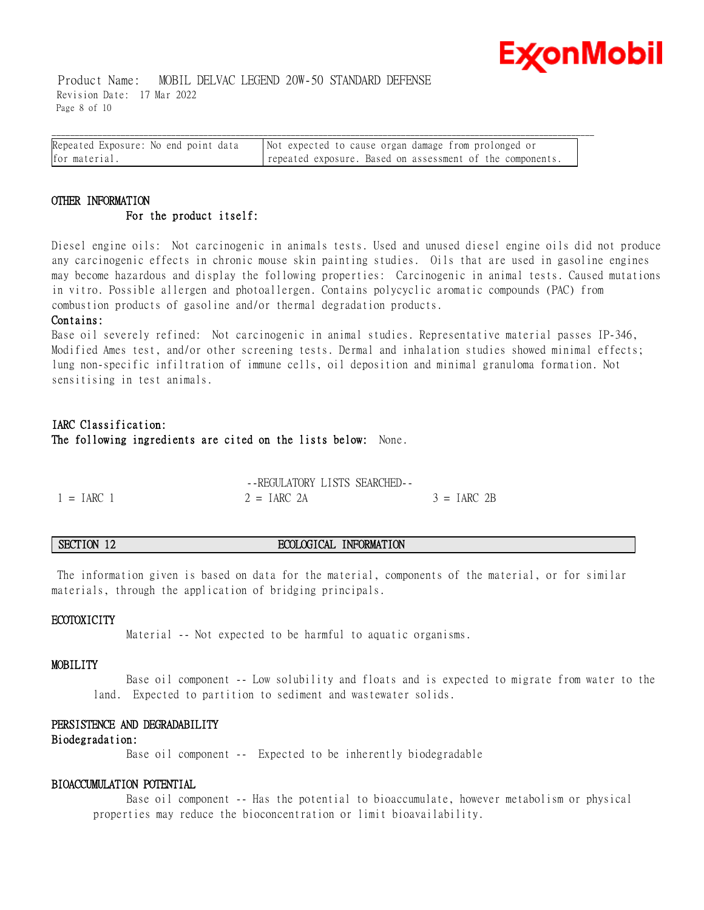| Repeated Exposure: No end point data for material. | Not expected to cause organ damage from prolonged or repeated exposure. Based on assessment of the components. |
|---|---|

### OTHER INFORMATION

**For the product itself:**

Diesel engine oils: Not carcinogenic in animals tests. Used and unused diesel engine oils did not produce any carcinogenic effects in chronic mouse skin painting studies. Oils that are used in gasoline engines may become hazardous and display the following properties: Carcinogenic in animal tests. Caused mutations in vitro. Possible allergen and photoallergen. Contains polycyclic aromatic compounds (PAC) from combustion products of gasoline and/or thermal degradation products.

**Contains:**

Base oil severely refined: Not carcinogenic in animal studies. Representative material passes IP-346, Modified Ames test, and/or other screening tests. Dermal and inhalation studies showed minimal effects; lung non-specific infiltration of immune cells, oil deposition and minimal granuloma formation. Not sensitising in test animals.

**IARC Classification:**

**The following ingredients are cited on the lists below:** None.

--REGULATORY LISTS SEARCHED--

| 1 = IARC 1 | 2 = IARC 2A | 3 = IARC 2B |
|---|---|---|

## SECTION 12 ECOLOGICAL INFORMATION

The information given is based on data for the material, components of the material, or for similar materials, through the application of bridging principals.

### ECOTOXICITY

Material -- Not expected to be harmful to aquatic organisms.

### MOBILITY

Base oil component -- Low solubility and floats and is expected to migrate from water to the land. Expected to partition to sediment and wastewater solids.

### PERSISTENCE AND DEGRADABILITY

**Biodegradation:**

Base oil component -- Expected to be inherently biodegradable

### BIOACCUMULATION POTENTIAL

Base oil component -- Has the potential to bioaccumulate, however metabolism or physical properties may reduce the bioconcentration or limit bioavailability.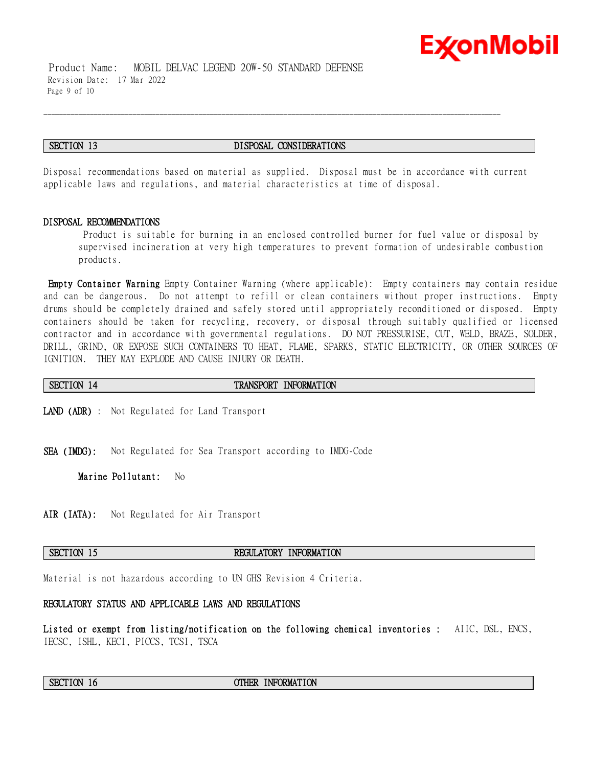## SECTION 13 DISPOSAL CONSIDERATIONS

Disposal recommendations based on material as supplied. Disposal must be in accordance with current applicable laws and regulations, and material characteristics at time of disposal.

### DISPOSAL RECOMMENDATIONS

Product is suitable for burning in an enclosed controlled burner for fuel value or disposal by supervised incineration at very high temperatures to prevent formation of undesirable combustion products.

**Empty Container Warning** Empty Container Warning (where applicable): Empty containers may contain residue and can be dangerous. Do not attempt to refill or clean containers without proper instructions. Empty drums should be completely drained and safely stored until appropriately reconditioned or disposed. Empty containers should be taken for recycling, recovery, or disposal through suitably qualified or licensed contractor and in accordance with governmental regulations. DO NOT PRESSURISE, CUT, WELD, BRAZE, SOLDER, DRILL, GRIND, OR EXPOSE SUCH CONTAINERS TO HEAT, FLAME, SPARKS, STATIC ELECTRICITY, OR OTHER SOURCES OF IGNITION. THEY MAY EXPLODE AND CAUSE INJURY OR DEATH.

## SECTION 14 TRANSPORT INFORMATION

**LAND (ADR)** : Not Regulated for Land Transport

**SEA (IMDG):** Not Regulated for Sea Transport according to IMDG-Code

**Marine Pollutant:** No

**AIR (IATA):** Not Regulated for Air Transport

## SECTION 15 REGULATORY INFORMATION

Material is not hazardous according to UN GHS Revision 4 Criteria.

### REGULATORY STATUS AND APPLICABLE LAWS AND REGULATIONS

**Listed or exempt from listing/notification on the following chemical inventories :** AIIC, DSL, ENCS, IECSC, ISHL, KECI, PICCS, TCSI, TSCA

## SECTION 16 OTHER INFORMATION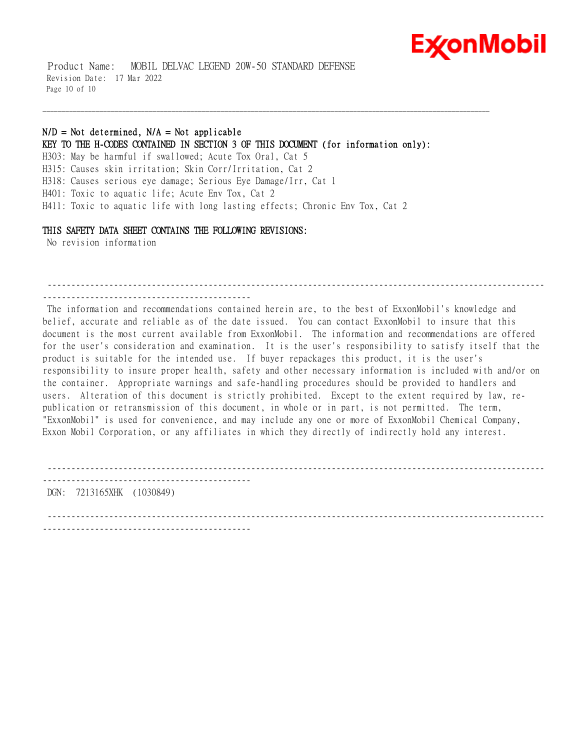**N/D = Not determined, N/A = Not applicable**

**KEY TO THE H-CODES CONTAINED IN SECTION 3 OF THIS DOCUMENT (for information only):**

H303: May be harmful if swallowed; Acute Tox Oral, Cat 5
H315: Causes skin irritation; Skin Corr/Irritation, Cat 2
H318: Causes serious eye damage; Serious Eye Damage/Irr, Cat 1
H401: Toxic to aquatic life; Acute Env Tox, Cat 2
H411: Toxic to aquatic life with long lasting effects; Chronic Env Tox, Cat 2

**THIS SAFETY DATA SHEET CONTAINS THE FOLLOWING REVISIONS:**

No revision information

---

The information and recommendations contained herein are, to the best of ExxonMobil's knowledge and belief, accurate and reliable as of the date issued. You can contact ExxonMobil to insure that this document is the most current available from ExxonMobil. The information and recommendations are offered for the user's consideration and examination. It is the user's responsibility to satisfy itself that the product is suitable for the intended use. If buyer repackages this product, it is the user's responsibility to insure proper health, safety and other necessary information is included with and/or on the container. Appropriate warnings and safe-handling procedures should be provided to handlers and users. Alteration of this document is strictly prohibited. Except to the extent required by law, re-publication or retransmission of this document, in whole or in part, is not permitted. The term, "ExxonMobil" is used for convenience, and may include any one or more of ExxonMobil Chemical Company, Exxon Mobil Corporation, or any affiliates in which they directly of indirectly hold any interest.

---

DGN: 7213165XHK (1030849)

---